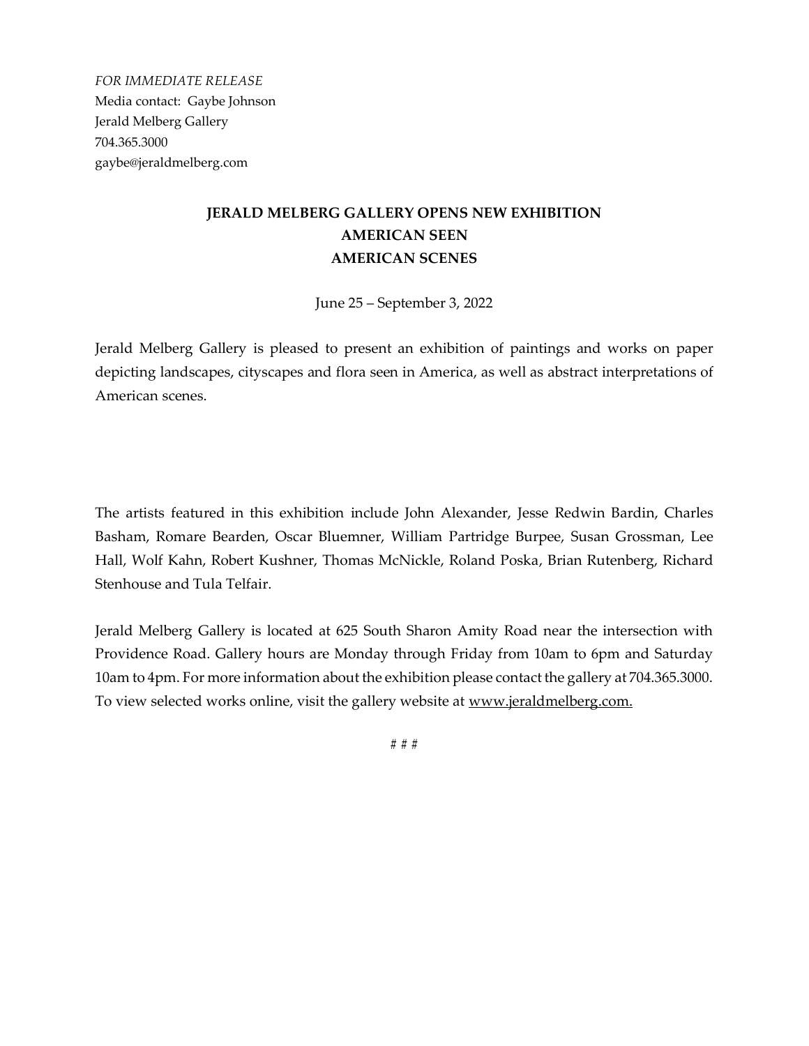*FOR IMMEDIATE RELEASE*
Media contact: Gaybe Johnson
Jerald Melberg Gallery
704.365.3000
gaybe@jeraldmelberg.com

**JERALD MELBERG GALLERY OPENS NEW EXHIBITION**
**AMERICAN SEEN**
**AMERICAN SCENES**

June 25 – September 3, 2022

Jerald Melberg Gallery is pleased to present an exhibition of paintings and works on paper depicting landscapes, cityscapes and flora seen in America, as well as abstract interpretations of American scenes.

The artists featured in this exhibition include John Alexander, Jesse Redwin Bardin, Charles Basham, Romare Bearden, Oscar Bluemner, William Partridge Burpee, Susan Grossman, Lee Hall, Wolf Kahn, Robert Kushner, Thomas McNickle, Roland Poska, Brian Rutenberg, Richard Stenhouse and Tula Telfair.

Jerald Melberg Gallery is located at 625 South Sharon Amity Road near the intersection with Providence Road. Gallery hours are Monday through Friday from 10am to 6pm and Saturday 10am to 4pm. For more information about the exhibition please contact the gallery at 704.365.3000. To view selected works online, visit the gallery website at www.jeraldmelberg.com.

# # #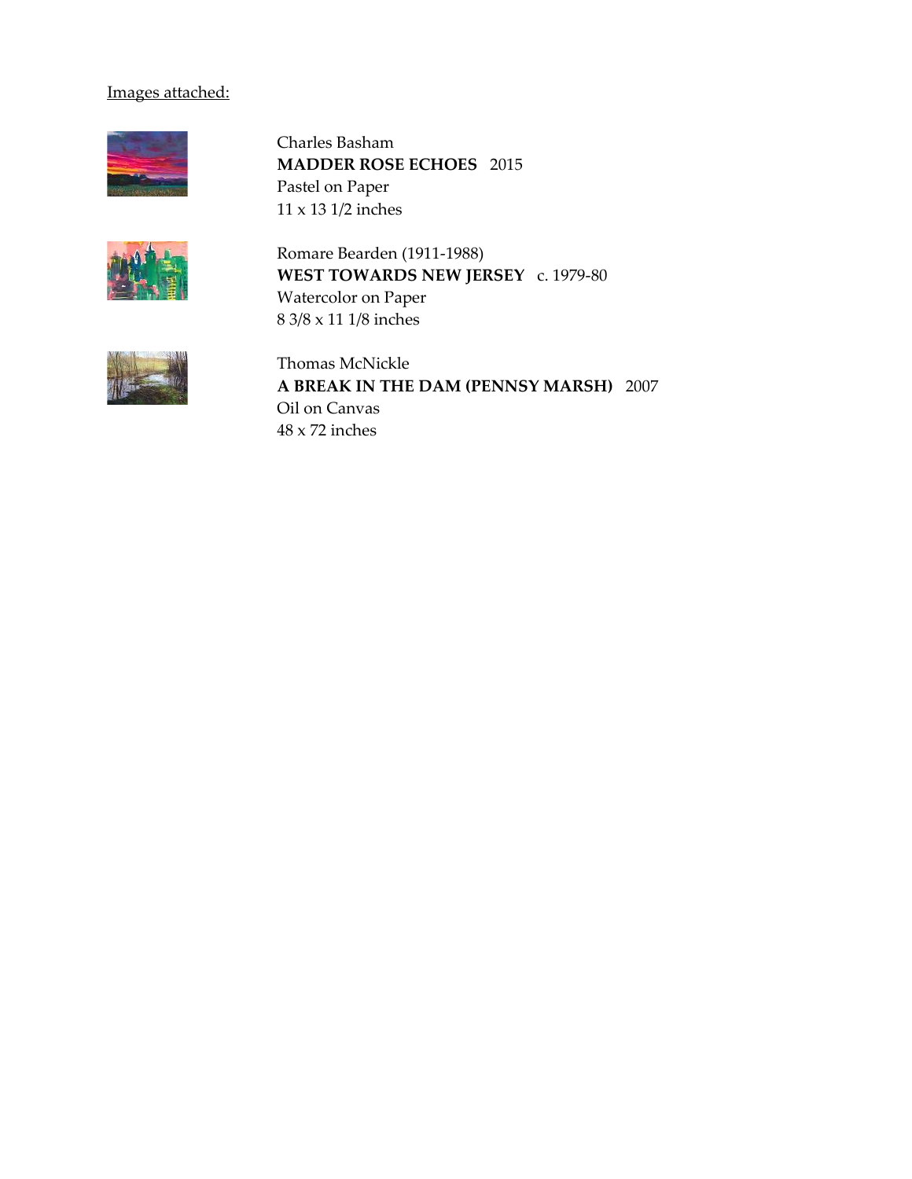Images attached:

Charles Basham
**MADDER ROSE ECHOES** 2015
Pastel on Paper
11 x 13 1/2 inches

Romare Bearden (1911-1988)
**WEST TOWARDS NEW JERSEY** c. 1979-80
Watercolor on Paper
8 3/8 x 11 1/8 inches

Thomas McNickle
**A BREAK IN THE DAM (PENNSY MARSH)** 2007
Oil on Canvas
48 x 72 inches